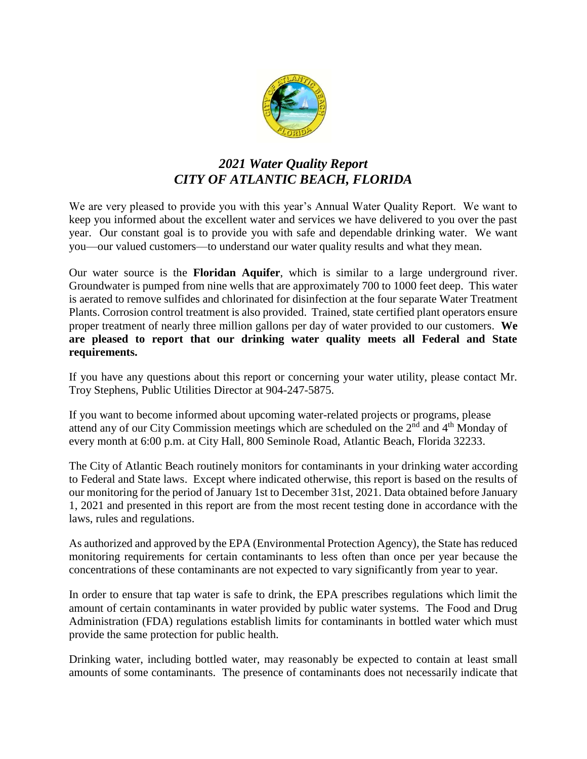# *2021 Water Quality Report*
# *CITY OF ATLANTIC BEACH, FLORIDA*

We are very pleased to provide you with this year's Annual Water Quality Report. We want to keep you informed about the excellent water and services we have delivered to you over the past year. Our constant goal is to provide you with safe and dependable drinking water. We want you—our valued customers—to understand our water quality results and what they mean.

Our water source is the **Floridan Aquifer**, which is similar to a large underground river. Groundwater is pumped from nine wells that are approximately 700 to 1000 feet deep. This water is aerated to remove sulfides and chlorinated for disinfection at the four separate Water Treatment Plants. Corrosion control treatment is also provided. Trained, state certified plant operators ensure proper treatment of nearly three million gallons per day of water provided to our customers. **We are pleased to report that our drinking water quality meets all Federal and State requirements.**

If you have any questions about this report or concerning your water utility, please contact Mr. Troy Stephens, Public Utilities Director at 904-247-5875.

If you want to become informed about upcoming water-related projects or programs, please attend any of our City Commission meetings which are scheduled on the 2nd and 4th Monday of every month at 6:00 p.m. at City Hall, 800 Seminole Road, Atlantic Beach, Florida 32233.

The City of Atlantic Beach routinely monitors for contaminants in your drinking water according to Federal and State laws. Except where indicated otherwise, this report is based on the results of our monitoring for the period of January 1st to December 31st, 2021. Data obtained before January 1, 2021 and presented in this report are from the most recent testing done in accordance with the laws, rules and regulations.

As authorized and approved by the EPA (Environmental Protection Agency), the State has reduced monitoring requirements for certain contaminants to less often than once per year because the concentrations of these contaminants are not expected to vary significantly from year to year.

In order to ensure that tap water is safe to drink, the EPA prescribes regulations which limit the amount of certain contaminants in water provided by public water systems. The Food and Drug Administration (FDA) regulations establish limits for contaminants in bottled water which must provide the same protection for public health.

Drinking water, including bottled water, may reasonably be expected to contain at least small amounts of some contaminants. The presence of contaminants does not necessarily indicate that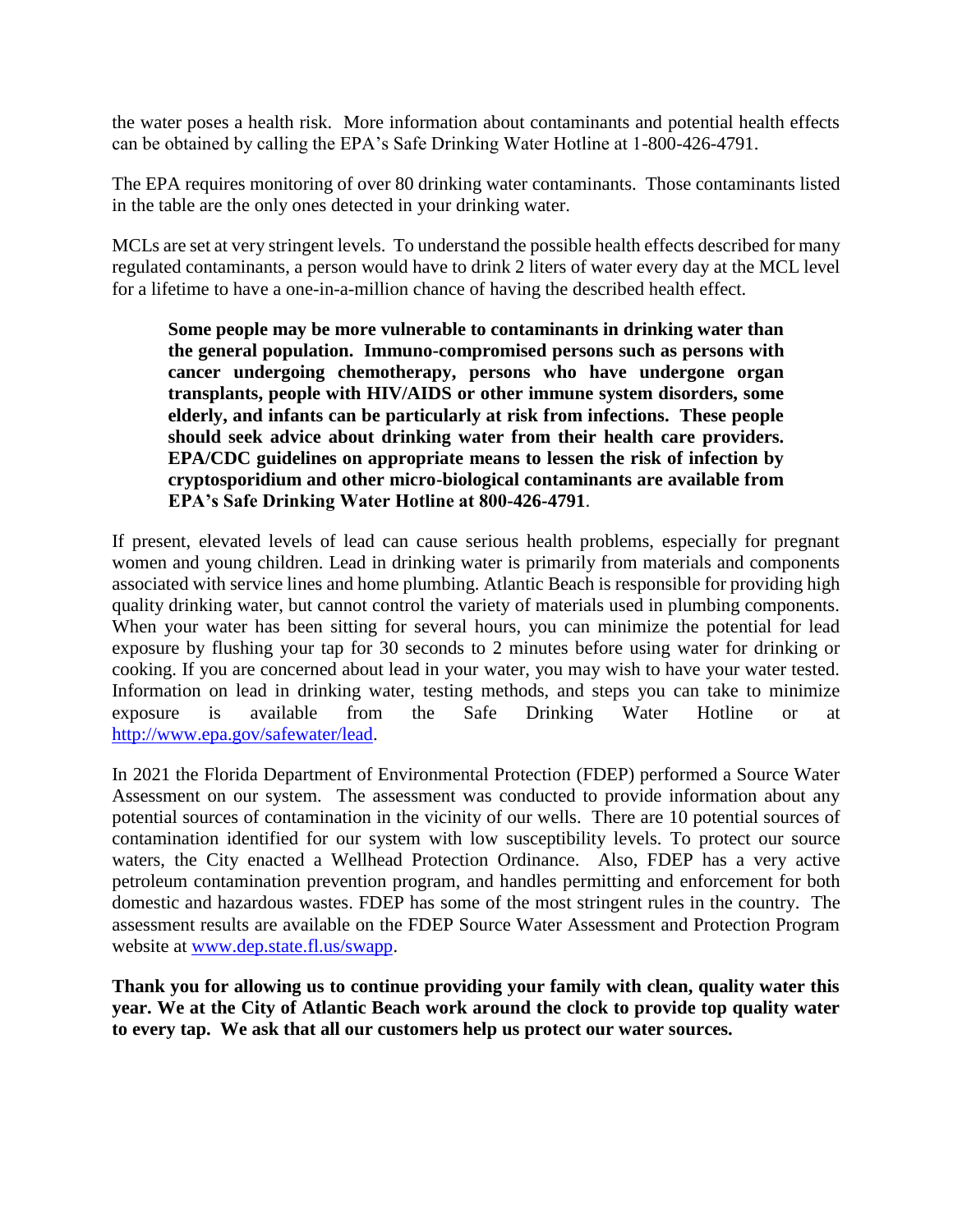the water poses a health risk. More information about contaminants and potential health effects can be obtained by calling the EPA's Safe Drinking Water Hotline at 1-800-426-4791.

The EPA requires monitoring of over 80 drinking water contaminants. Those contaminants listed in the table are the only ones detected in your drinking water.

MCLs are set at very stringent levels. To understand the possible health effects described for many regulated contaminants, a person would have to drink 2 liters of water every day at the MCL level for a lifetime to have a one-in-a-million chance of having the described health effect.

> **Some people may be more vulnerable to contaminants in drinking water than the general population. Immuno-compromised persons such as persons with cancer undergoing chemotherapy, persons who have undergone organ transplants, people with HIV/AIDS or other immune system disorders, some elderly, and infants can be particularly at risk from infections. These people should seek advice about drinking water from their health care providers. EPA/CDC guidelines on appropriate means to lessen the risk of infection by cryptosporidium and other micro-biological contaminants are available from EPA's Safe Drinking Water Hotline at 800-426-4791**.

If present, elevated levels of lead can cause serious health problems, especially for pregnant women and young children. Lead in drinking water is primarily from materials and components associated with service lines and home plumbing. Atlantic Beach is responsible for providing high quality drinking water, but cannot control the variety of materials used in plumbing components. When your water has been sitting for several hours, you can minimize the potential for lead exposure by flushing your tap for 30 seconds to 2 minutes before using water for drinking or cooking. If you are concerned about lead in your water, you may wish to have your water tested. Information on lead in drinking water, testing methods, and steps you can take to minimize exposure is available from the Safe Drinking Water Hotline or at [http://www.epa.gov/safewater/lead](http://www.epa.gov/safewater/lead).

In 2021 the Florida Department of Environmental Protection (FDEP) performed a Source Water Assessment on our system. The assessment was conducted to provide information about any potential sources of contamination in the vicinity of our wells. There are 10 potential sources of contamination identified for our system with low susceptibility levels. To protect our source waters, the City enacted a Wellhead Protection Ordinance. Also, FDEP has a very active petroleum contamination prevention program, and handles permitting and enforcement for both domestic and hazardous wastes. FDEP has some of the most stringent rules in the country. The assessment results are available on the FDEP Source Water Assessment and Protection Program website at [www.dep.state.fl.us/swapp](www.dep.state.fl.us/swapp).

**Thank you for allowing us to continue providing your family with clean, quality water this year. We at the City of Atlantic Beach work around the clock to provide top quality water to every tap. We ask that all our customers help us protect our water sources.**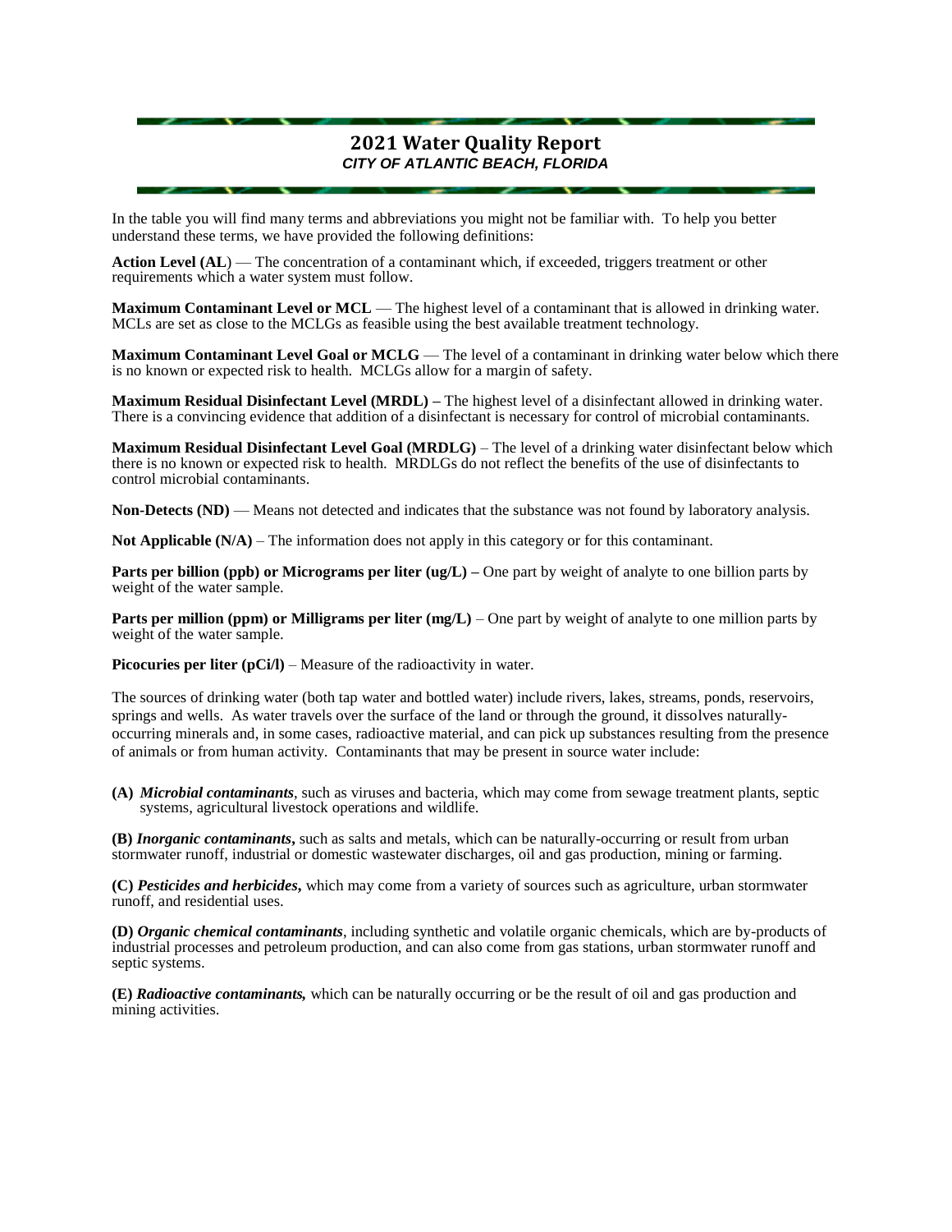## 2021 Water Quality Report

***CITY OF ATLANTIC BEACH, FLORIDA***

In the table you will find many terms and abbreviations you might not be familiar with. To help you better understand these terms, we have provided the following definitions:

**Action Level (AL)** — The concentration of a contaminant which, if exceeded, triggers treatment or other requirements which a water system must follow.

**Maximum Contaminant Level or MCL** — The highest level of a contaminant that is allowed in drinking water. MCLs are set as close to the MCLGs as feasible using the best available treatment technology.

**Maximum Contaminant Level Goal or MCLG** — The level of a contaminant in drinking water below which there is no known or expected risk to health. MCLGs allow for a margin of safety.

**Maximum Residual Disinfectant Level (MRDL) –** The highest level of a disinfectant allowed in drinking water. There is a convincing evidence that addition of a disinfectant is necessary for control of microbial contaminants.

**Maximum Residual Disinfectant Level Goal (MRDLG)** – The level of a drinking water disinfectant below which there is no known or expected risk to health. MRDLGs do not reflect the benefits of the use of disinfectants to control microbial contaminants.

**Non-Detects (ND)** — Means not detected and indicates that the substance was not found by laboratory analysis.

**Not Applicable (N/A)** – The information does not apply in this category or for this contaminant.

**Parts per billion (ppb) or Micrograms per liter (ug/L) –** One part by weight of analyte to one billion parts by weight of the water sample.

**Parts per million (ppm) or Milligrams per liter (mg/L)** – One part by weight of analyte to one million parts by weight of the water sample.

**Picocuries per liter (pCi/l)** – Measure of the radioactivity in water.

The sources of drinking water (both tap water and bottled water) include rivers, lakes, streams, ponds, reservoirs, springs and wells. As water travels over the surface of the land or through the ground, it dissolves naturally-occurring minerals and, in some cases, radioactive material, and can pick up substances resulting from the presence of animals or from human activity. Contaminants that may be present in source water include:

**(A)** ***Microbial contaminants***, such as viruses and bacteria, which may come from sewage treatment plants, septic systems, agricultural livestock operations and wildlife.

**(B)** ***Inorganic contaminants*****,** such as salts and metals, which can be naturally-occurring or result from urban stormwater runoff, industrial or domestic wastewater discharges, oil and gas production, mining or farming.

**(C)** ***Pesticides and herbicides*****,** which may come from a variety of sources such as agriculture, urban stormwater runoff, and residential uses.

**(D)** ***Organic chemical contaminants***, including synthetic and volatile organic chemicals, which are by-products of industrial processes and petroleum production, and can also come from gas stations, urban stormwater runoff and septic systems.

**(E)** ***Radioactive contaminants,*** which can be naturally occurring or be the result of oil and gas production and mining activities.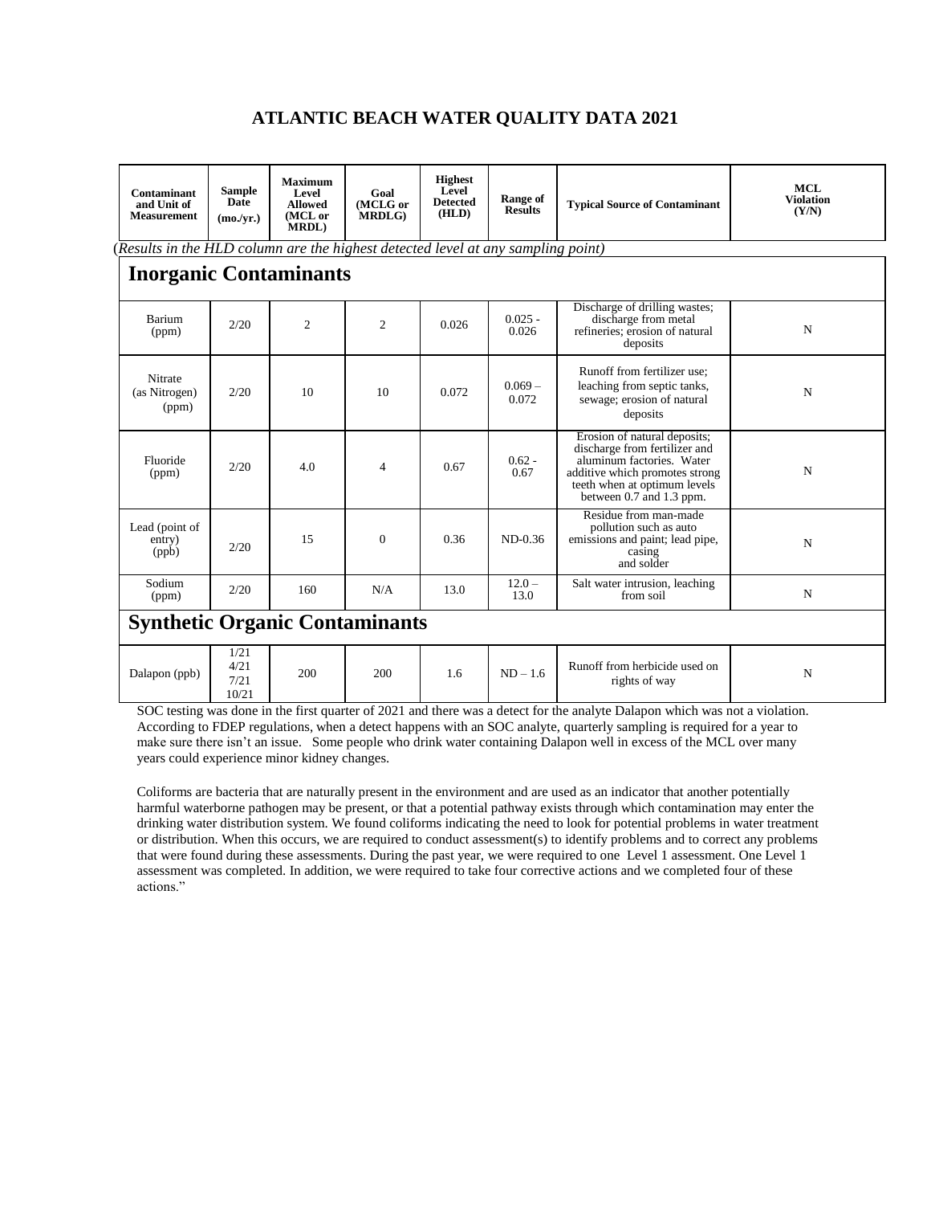# ATLANTIC BEACH WATER QUALITY DATA 2021

| Contaminant and Unit of Measurement | Sample Date (mo./yr.) | Maximum Level Allowed (MCL or MRDL) | Goal (MCLG or MRDLG) | Highest Level Detected (HLD) | Range of Results | Typical Source of Contaminant | MCL Violation (Y/N) |
|---|---|---|---|---|---|---|---|
| **Inorganic Contaminants** | | | | | | | |
| Barium (ppm) | 2/20 | 2 | 2 | 0.026 | 0.025 - 0.026 | Discharge of drilling wastes; discharge from metal refineries; erosion of natural deposits | N |
| Nitrate (as Nitrogen) (ppm) | 2/20 | 10 | 10 | 0.072 | 0.069 – 0.072 | Runoff from fertilizer use; leaching from septic tanks, sewage; erosion of natural deposits | N |
| Fluoride (ppm) | 2/20 | 4.0 | 4 | 0.67 | 0.62 - 0.67 | Erosion of natural deposits; discharge from fertilizer and aluminum factories. Water additive which promotes strong teeth when at optimum levels between 0.7 and 1.3 ppm. | N |
| Lead (point of entry) (ppb) | 2/20 | 15 | 0 | 0.36 | ND-0.36 | Residue from man-made pollution such as auto emissions and paint; lead pipe, casing and solder | N |
| Sodium (ppm) | 2/20 | 160 | N/A | 13.0 | 12.0 – 13.0 | Salt water intrusion, leaching from soil | N |
| **Synthetic Organic Contaminants** | | | | | | | |
| Dalapon (ppb) | 1/21 4/21 7/21 10/21 | 200 | 200 | 1.6 | ND – 1.6 | Runoff from herbicide used on rights of way | N |

*(Results in the HLD column are the highest detected level at any sampling point)*

SOC testing was done in the first quarter of 2021 and there was a detect for the analyte Dalapon which was not a violation. According to FDEP regulations, when a detect happens with an SOC analyte, quarterly sampling is required for a year to make sure there isn't an issue. Some people who drink water containing Dalapon well in excess of the MCL over many years could experience minor kidney changes.

Coliforms are bacteria that are naturally present in the environment and are used as an indicator that another potentially harmful waterborne pathogen may be present, or that a potential pathway exists through which contamination may enter the drinking water distribution system. We found coliforms indicating the need to look for potential problems in water treatment or distribution. When this occurs, we are required to conduct assessment(s) to identify problems and to correct any problems that were found during these assessments. During the past year, we were required to one Level 1 assessment. One Level 1 assessment was completed. In addition, we were required to take four corrective actions and we completed four of these actions."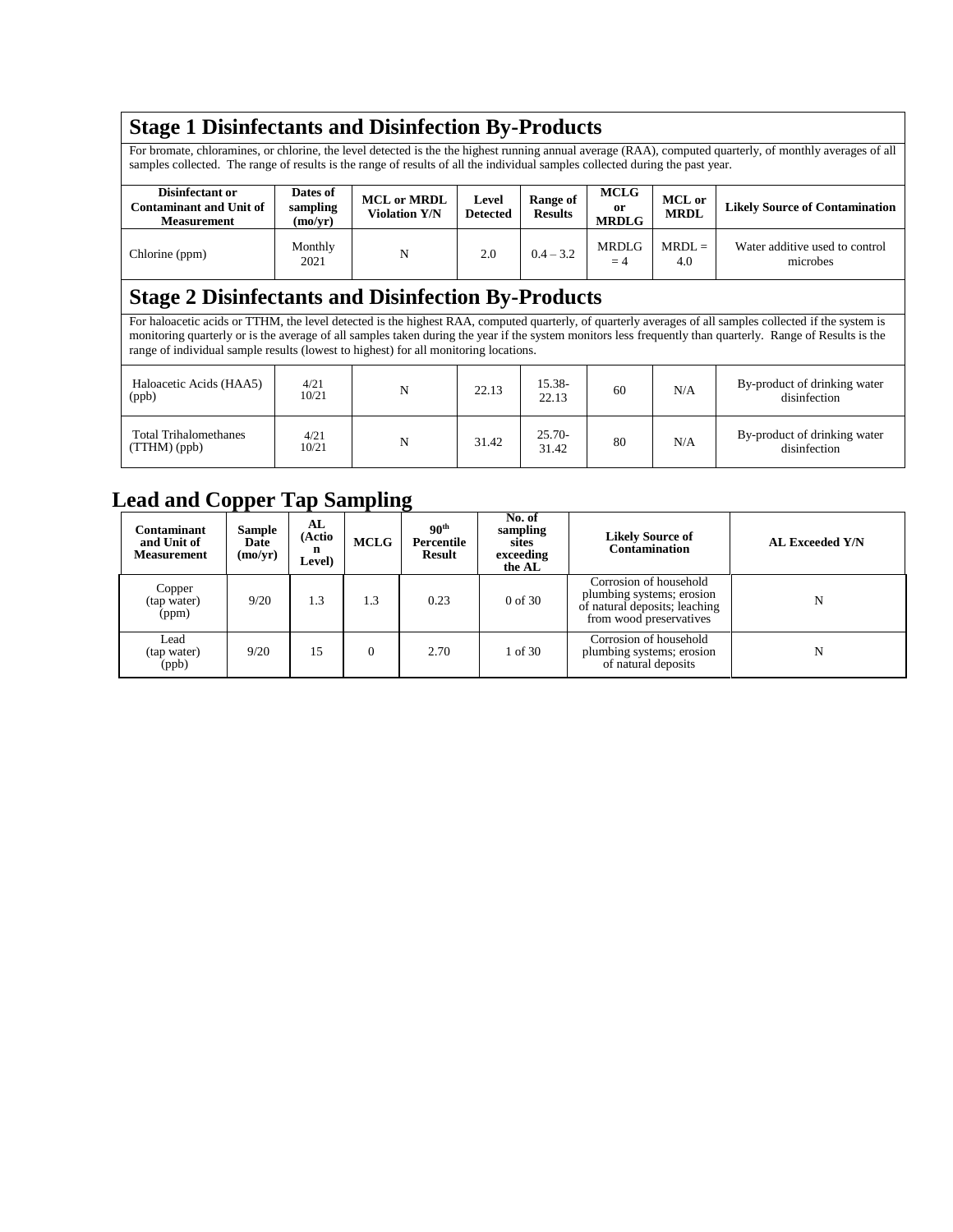## Stage 1 Disinfectants and Disinfection By-Products

For bromate, chloramines, or chlorine, the level detected is the the highest running annual average (RAA), computed quarterly, of monthly averages of all samples collected. The range of results is the range of results of all the individual samples collected during the past year.

| Disinfectant or Contaminant and Unit of Measurement | Dates of sampling (mo/yr) | MCL or MRDL Violation Y/N | Level Detected | Range of Results | MCLG or MRDLG | MCL or MRDL | Likely Source of Contamination |
|---|---|---|---|---|---|---|---|
| Chlorine (ppm) | Monthly 2021 | N | 2.0 | 0.4 – 3.2 | MRDLG = 4 | MRDL = 4.0 | Water additive used to control microbes |

## Stage 2 Disinfectants and Disinfection By-Products

For haloacetic acids or TTHM, the level detected is the highest RAA, computed quarterly, of quarterly averages of all samples collected if the system is monitoring quarterly or is the average of all samples taken during the year if the system monitors less frequently than quarterly. Range of Results is the range of individual sample results (lowest to highest) for all monitoring locations.

| Disinfectant or Contaminant and Unit of Measurement | Dates of sampling (mo/yr) | MCL or MRDL Violation Y/N | Level Detected | Range of Results | MCLG or MRDLG | MCL or MRDL | Likely Source of Contamination |
|---|---|---|---|---|---|---|---|
| Haloacetic Acids (HAA5) (ppb) | 4/21 10/21 | N | 22.13 | 15.38-22.13 | 60 | N/A | By-product of drinking water disinfection |
| Total Trihalomethanes (TTHM) (ppb) | 4/21 10/21 | N | 31.42 | 25.70-31.42 | 80 | N/A | By-product of drinking water disinfection |

## Lead and Copper Tap Sampling

| Contaminant and Unit of Measurement | Sample Date (mo/yr) | AL (Action Level) | MCLG | 90th Percentile Result | No. of sampling sites exceeding the AL | Likely Source of Contamination | AL Exceeded Y/N |
|---|---|---|---|---|---|---|---|
| Copper (tap water) (ppm) | 9/20 | 1.3 | 1.3 | 0.23 | 0 of 30 | Corrosion of household plumbing systems; erosion of natural deposits; leaching from wood preservatives | N |
| Lead (tap water) (ppb) | 9/20 | 15 | 0 | 2.70 | 1 of 30 | Corrosion of household plumbing systems; erosion of natural deposits | N |